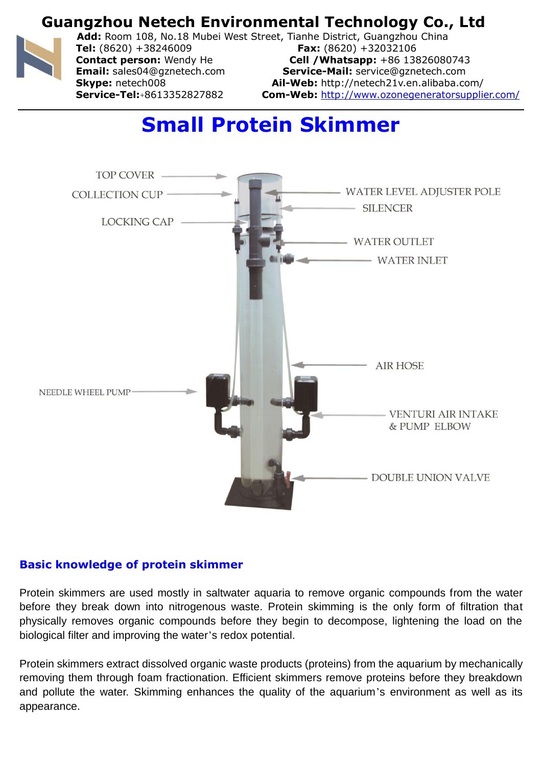# Guangzhou Netech Environmental Technology Co., Ltd

**Add:** Room 108, No.18 Mubei West Street, Tianhe District, Guangzhou China
**Tel:** (8620) +38246009 **Fax:** (8620) +32032106
**Contact person:** Wendy He **Cell /Whatsapp:** +86 13826080743
**Email:** sales04@gznetech.com **Service-Mail:** service@gznetech.com
**Skype:** netech008 **Ail-Web:** http://netech21v.en.alibaba.com/
**Service-Tel:**+8613352827882 **Com-Web:** http://www.ozonegeneratorsupplier.com/

# Small Protein Skimmer

TOP COVER
COLLECTION CUP
LOCKING CAP
WATER LEVEL ADJUSTER POLE
SILENCER
WATER OUTLET
WATER INLET
AIR HOSE
NEEDLE WHEEL PUMP
VENTURI AIR INTAKE & PUMP ELBOW
DOUBLE UNION VALVE

## Basic knowledge of protein skimmer

Protein skimmers are used mostly in saltwater aquaria to remove organic compounds from the water before they break down into nitrogenous waste. Protein skimming is the only form of filtration that physically removes organic compounds before they begin to decompose, lightening the load on the biological filter and improving the water's redox potential.

Protein skimmers extract dissolved organic waste products (proteins) from the aquarium by mechanically removing them through foam fractionation. Efficient skimmers remove proteins before they breakdown and pollute the water. Skimming enhances the quality of the aquarium's environment as well as its appearance.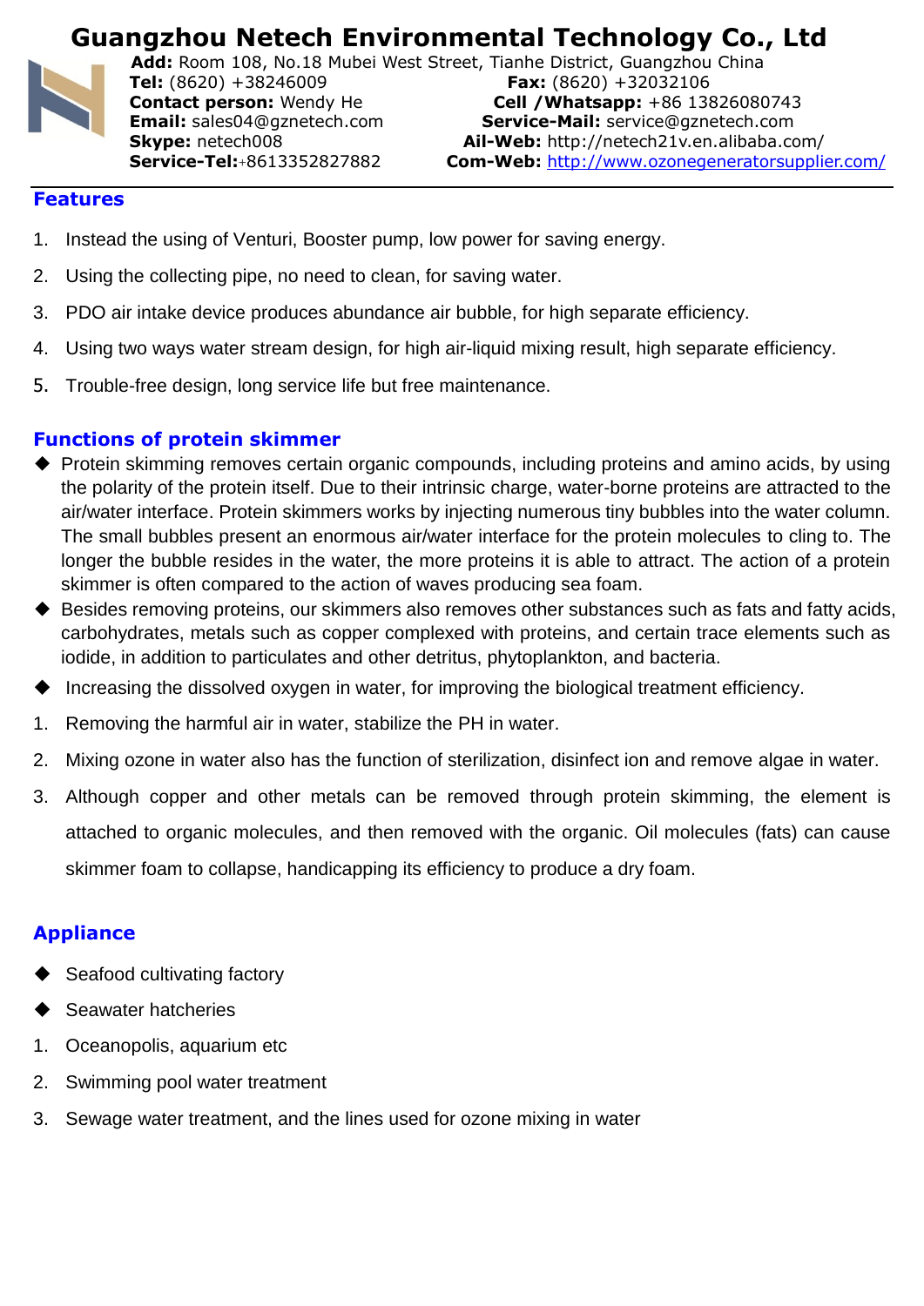# Guangzhou Netech Environmental Technology Co., Ltd

**Add:** Room 108, No.18 Mubei West Street, Tianhe District, Guangzhou China
**Tel:** (8620) +38246009 **Fax:** (8620) +32032106
**Contact person:** Wendy He **Cell /Whatsapp:** +86 13826080743
**Email:** sales04@gznetech.com **Service-Mail:** service@gznetech.com
**Skype:** netech008 **Ail-Web:** http://netech21v.en.alibaba.com/
**Service-Tel:**+8613352827882 **Com-Web:** http://www.ozonegeneratorsupplier.com/

## Features

1. Instead the using of Venturi, Booster pump, low power for saving energy.
2. Using the collecting pipe, no need to clean, for saving water.
3. PDO air intake device produces abundance air bubble, for high separate efficiency.
4. Using two ways water stream design, for high air-liquid mixing result, high separate efficiency.
5. Trouble-free design, long service life but free maintenance.

## Functions of protein skimmer

- Protein skimming removes certain organic compounds, including proteins and amino acids, by using the polarity of the protein itself. Due to their intrinsic charge, water-borne proteins are attracted to the air/water interface. Protein skimmers works by injecting numerous tiny bubbles into the water column. The small bubbles present an enormous air/water interface for the protein molecules to cling to. The longer the bubble resides in the water, the more proteins it is able to attract. The action of a protein skimmer is often compared to the action of waves producing sea foam.
- Besides removing proteins, our skimmers also removes other substances such as fats and fatty acids, carbohydrates, metals such as copper complexed with proteins, and certain trace elements such as iodide, in addition to particulates and other detritus, phytoplankton, and bacteria.
- Increasing the dissolved oxygen in water, for improving the biological treatment efficiency.

1. Removing the harmful air in water, stabilize the PH in water.
2. Mixing ozone in water also has the function of sterilization, disinfect ion and remove algae in water.
3. Although copper and other metals can be removed through protein skimming, the element is attached to organic molecules, and then removed with the organic. Oil molecules (fats) can cause skimmer foam to collapse, handicapping its efficiency to produce a dry foam.

## Appliance

- Seafood cultivating factory
- Seawater hatcheries

1. Oceanopolis, aquarium etc
2. Swimming pool water treatment
3. Sewage water treatment, and the lines used for ozone mixing in water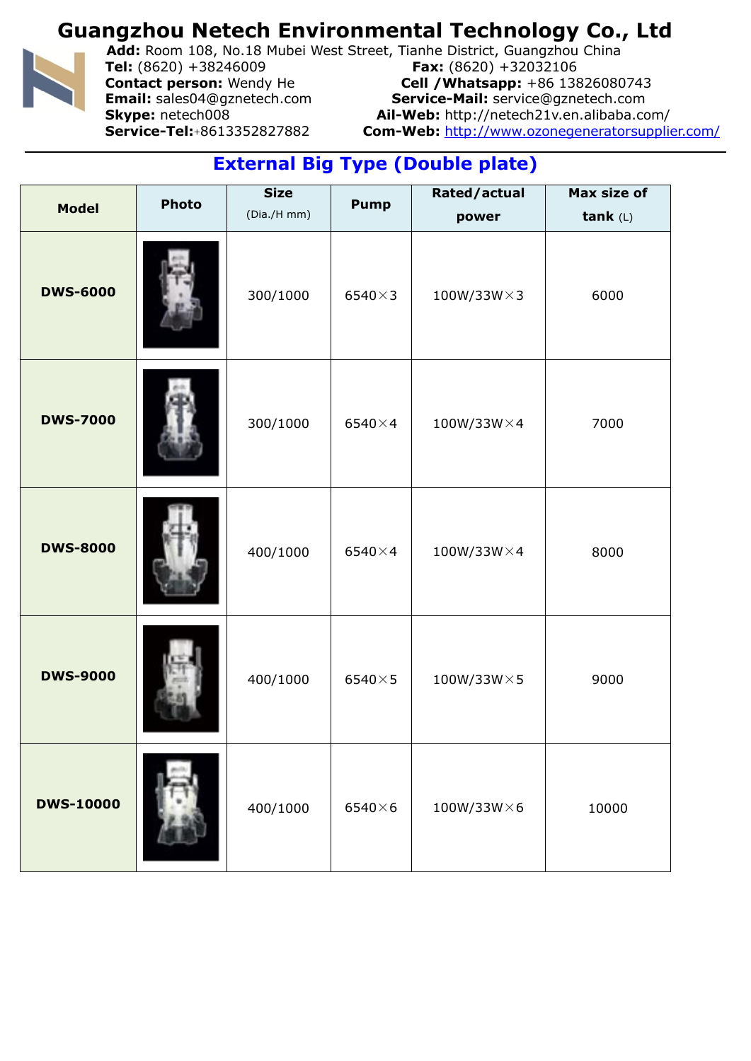# Guangzhou Netech Environmental Technology Co., Ltd

**Add:** Room 108, No.18 Mubei West Street, Tianhe District, Guangzhou China
**Tel:** (8620) +38246009 **Fax:** (8620) +32032106
**Contact person:** Wendy He **Cell /Whatsapp:** +86 13826080743
**Email:** sales04@gznetech.com **Service-Mail:** service@gznetech.com
**Skype:** netech008 **Ail-Web:** http://netech21v.en.alibaba.com/
**Service-Tel:**+8613352827882 **Com-Web:** http://www.ozonegeneratorsupplier.com/

## External Big Type (Double plate)

| Model | Photo | Size (Dia./H mm) | Pump | Rated/actual power | Max size of tank (L) |
|---|---|---|---|---|---|
| **DWS-6000** | | 300/1000 | 6540×3 | 100W/33W×3 | 6000 |
| **DWS-7000** | | 300/1000 | 6540×4 | 100W/33W×4 | 7000 |
| **DWS-8000** | | 400/1000 | 6540×4 | 100W/33W×4 | 8000 |
| **DWS-9000** | | 400/1000 | 6540×5 | 100W/33W×5 | 9000 |
| **DWS-10000** | | 400/1000 | 6540×6 | 100W/33W×6 | 10000 |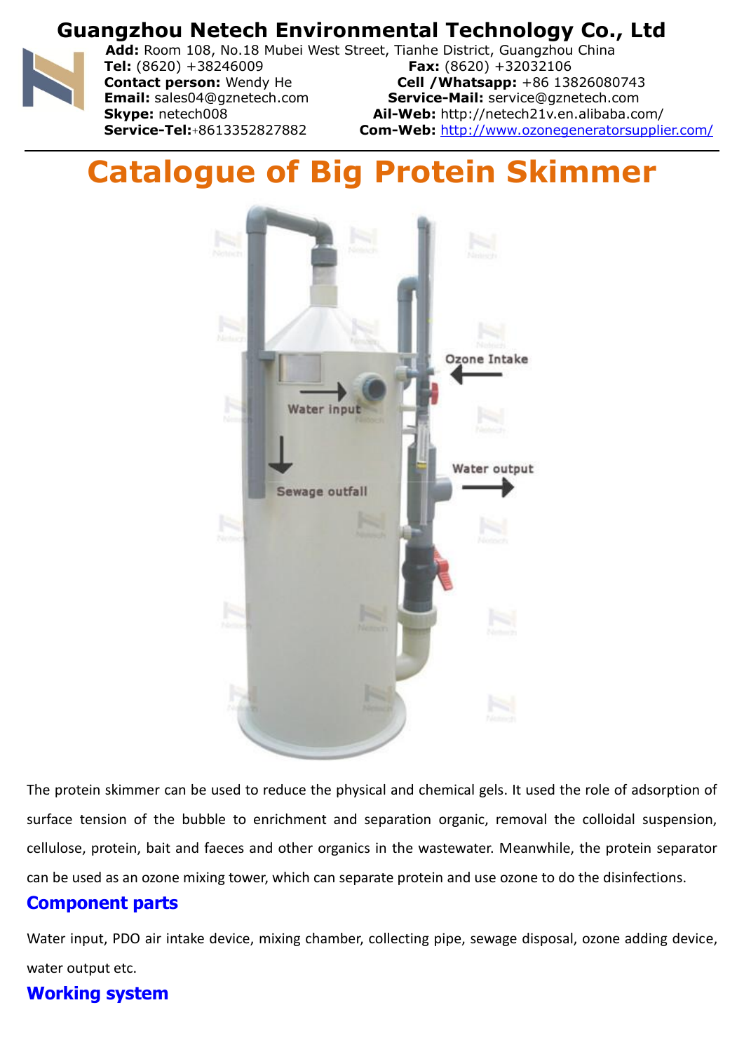# Guangzhou Netech Environmental Technology Co., Ltd

**Add:** Room 108, No.18 Mubei West Street, Tianhe District, Guangzhou China
**Tel:** (8620) +38246009 **Fax:** (8620) +32032106
**Contact person:** Wendy He **Cell /Whatsapp:** +86 13826080743
**Email:** sales04@gznetech.com **Service-Mail:** service@gznetech.com
**Skype:** netech008 **Ail-Web:** http://netech21v.en.alibaba.com/
**Service-Tel:**+8613352827882 **Com-Web:** [http://www.ozonegeneratorsupplier.com/](http://www.ozonegeneratorsupplier.com/)

# Catalogue of Big Protein Skimmer

Ozone Intake

Water input

Water output

Sewage outfall

The protein skimmer can be used to reduce the physical and chemical gels. It used the role of adsorption of surface tension of the bubble to enrichment and separation organic, removal the colloidal suspension, cellulose, protein, bait and faeces and other organics in the wastewater. Meanwhile, the protein separator can be used as an ozone mixing tower, which can separate protein and use ozone to do the disinfections.

## Component parts

Water input, PDO air intake device, mixing chamber, collecting pipe, sewage disposal, ozone adding device, water output etc.

## Working system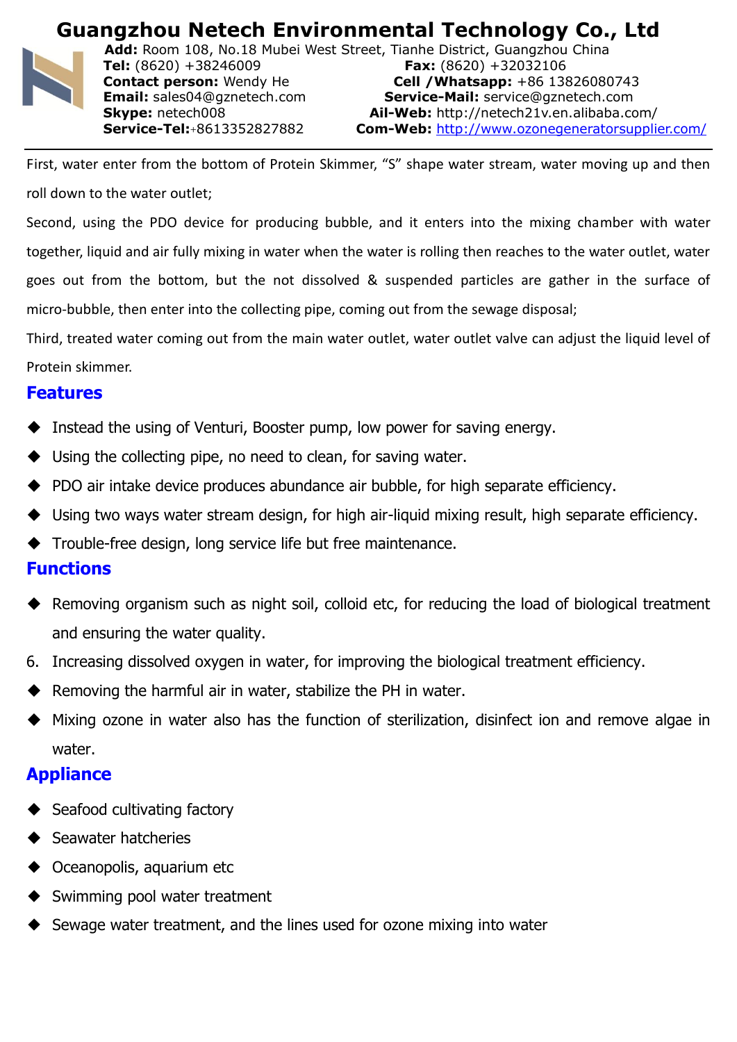First, water enter from the bottom of Protein Skimmer, “S” shape water stream, water moving up and then roll down to the water outlet;

Second, using the PDO device for producing bubble, and it enters into the mixing chamber with water together, liquid and air fully mixing in water when the water is rolling then reaches to the water outlet, water goes out from the bottom, but the not dissolved & suspended particles are gather in the surface of micro-bubble, then enter into the collecting pipe, coming out from the sewage disposal;

Third, treated water coming out from the main water outlet, water outlet valve can adjust the liquid level of Protein skimmer.

## Features

- Instead the using of Venturi, Booster pump, low power for saving energy.
- Using the collecting pipe, no need to clean, for saving water.
- PDO air intake device produces abundance air bubble, for high separate efficiency.
- Using two ways water stream design, for high air-liquid mixing result, high separate efficiency.
- Trouble-free design, long service life but free maintenance.

## Functions

- Removing organism such as night soil, colloid etc, for reducing the load of biological treatment and ensuring the water quality.

6. Increasing dissolved oxygen in water, for improving the biological treatment efficiency.

- Removing the harmful air in water, stabilize the PH in water.
- Mixing ozone in water also has the function of sterilization, disinfect ion and remove algae in water.

## Appliance

- Seafood cultivating factory
- Seawater hatcheries
- Oceanopolis, aquarium etc
- Swimming pool water treatment
- Sewage water treatment, and the lines used for ozone mixing into water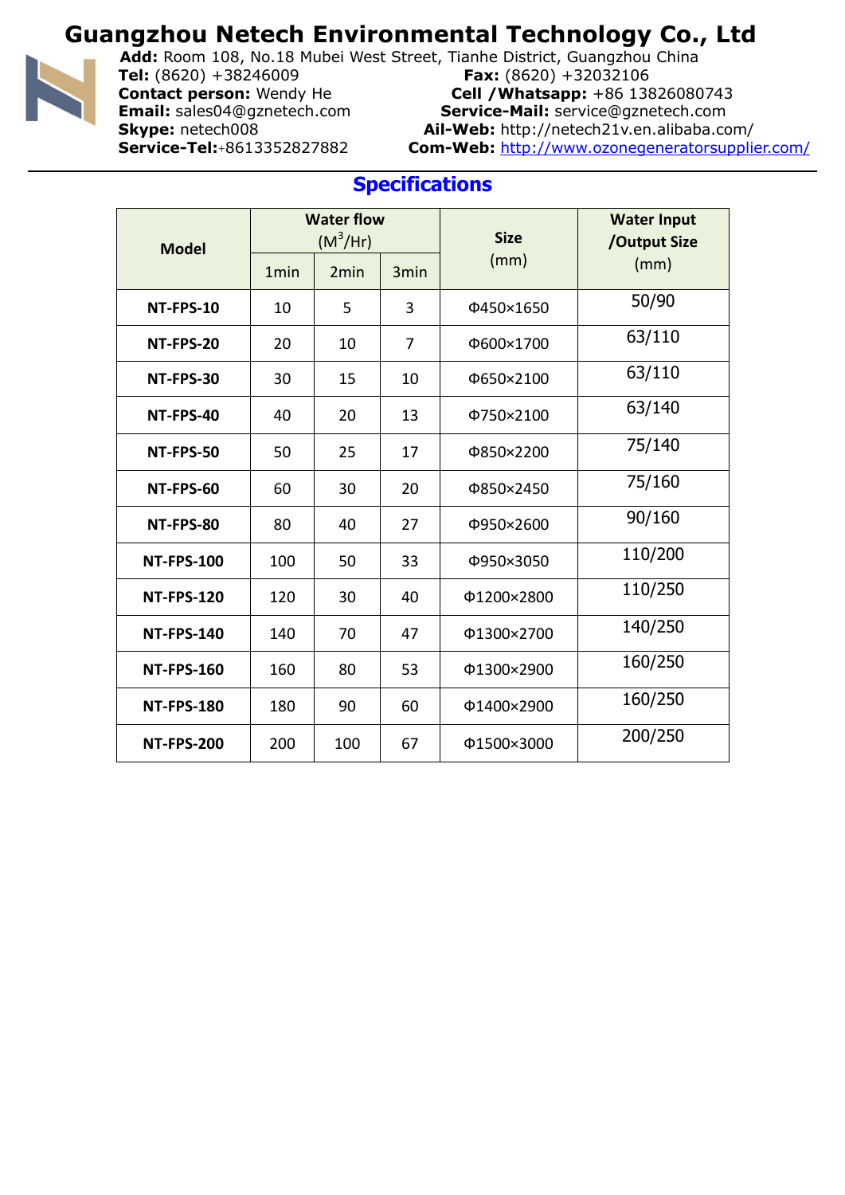# Guangzhou Netech Environmental Technology Co., Ltd

**Add:** Room 108, No.18 Mubei West Street, Tianhe District, Guangzhou China
**Tel:** (8620) +38246009 **Fax:** (8620) +32032106
**Contact person:** Wendy He **Cell /Whatsapp:** +86 13826080743
**Email:** sales04@gznetech.com **Service-Mail:** service@gznetech.com
**Skype:** netech008 **Ail-Web:** http://netech21v.en.alibaba.com/
**Service-Tel:**+8613352827882 **Com-Web:** http://www.ozonegeneratorsupplier.com/

## Specifications

| Model | Water flow ($M^3$/Hr) | | | Size (mm) | Water Input /Output Size (mm) |
|---|---|---|---|---|---|
| | 1min | 2min | 3min | | |
| NT-FPS-10 | 10 | 5 | 3 | Φ450×1650 | 50/90 |
| NT-FPS-20 | 20 | 10 | 7 | Φ600×1700 | 63/110 |
| NT-FPS-30 | 30 | 15 | 10 | Φ650×2100 | 63/110 |
| NT-FPS-40 | 40 | 20 | 13 | Φ750×2100 | 63/140 |
| NT-FPS-50 | 50 | 25 | 17 | Φ850×2200 | 75/140 |
| NT-FPS-60 | 60 | 30 | 20 | Φ850×2450 | 75/160 |
| NT-FPS-80 | 80 | 40 | 27 | Φ950×2600 | 90/160 |
| NT-FPS-100 | 100 | 50 | 33 | Φ950×3050 | 110/200 |
| NT-FPS-120 | 120 | 30 | 40 | Φ1200×2800 | 110/250 |
| NT-FPS-140 | 140 | 70 | 47 | Φ1300×2700 | 140/250 |
| NT-FPS-160 | 160 | 80 | 53 | Φ1300×2900 | 160/250 |
| NT-FPS-180 | 180 | 90 | 60 | Φ1400×2900 | 160/250 |
| NT-FPS-200 | 200 | 100 | 67 | Φ1500×3000 | 200/250 |